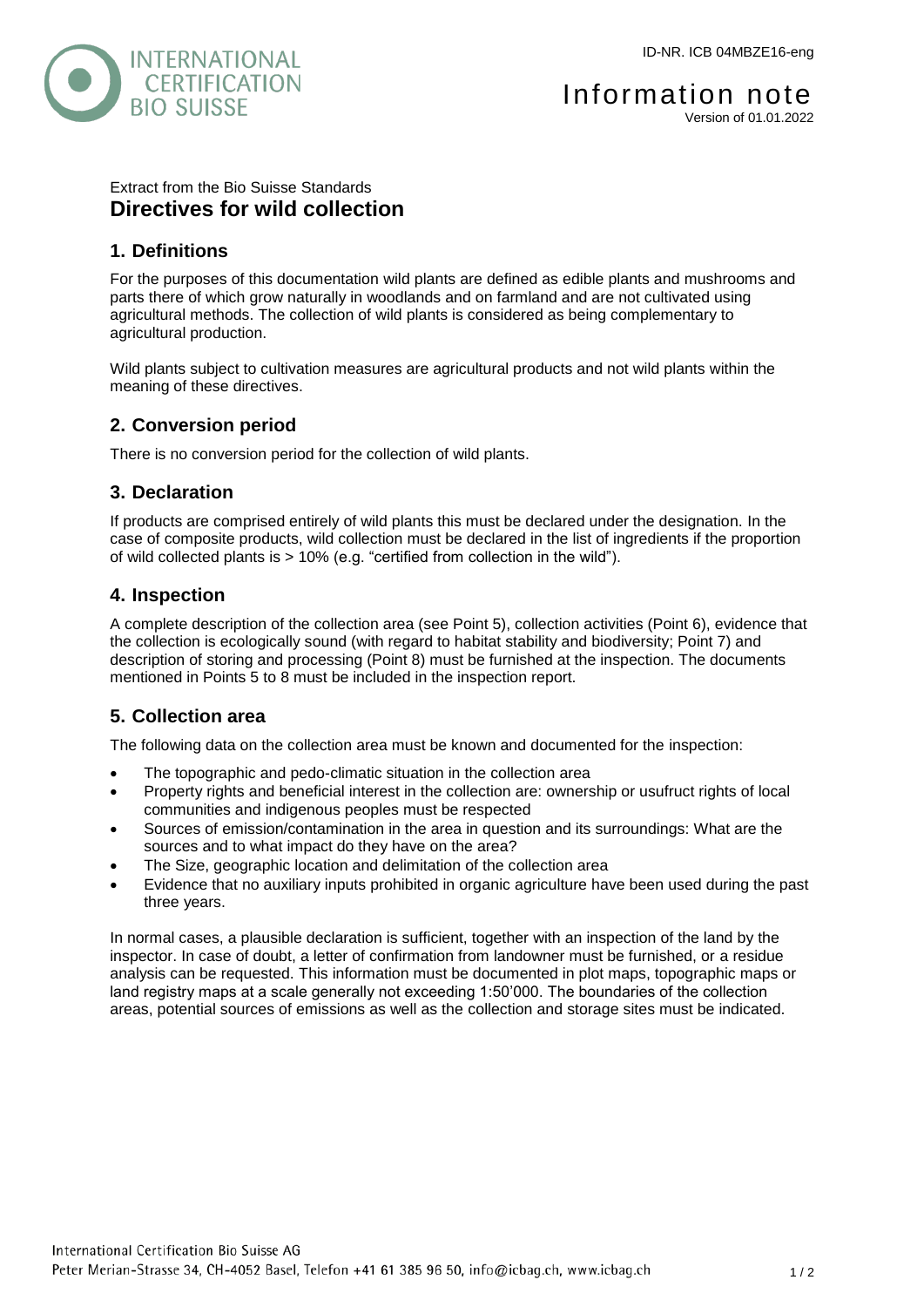ID-NR. ICB 04MBZE16-eng

INTERNATIONAL CERTIFICATION BIO SUISSE

# Information note

Version of 01.01.2022

Extract from the Bio Suisse Standards

# Directives for wild collection

## 1. Definitions

For the purposes of this documentation wild plants are defined as edible plants and mushrooms and parts there of which grow naturally in woodlands and on farmland and are not cultivated using agricultural methods. The collection of wild plants is considered as being complementary to agricultural production.

Wild plants subject to cultivation measures are agricultural products and not wild plants within the meaning of these directives.

## 2. Conversion period

There is no conversion period for the collection of wild plants.

## 3. Declaration

If products are comprised entirely of wild plants this must be declared under the designation. In the case of composite products, wild collection must be declared in the list of ingredients if the proportion of wild collected plants is > 10% (e.g. "certified from collection in the wild").

## 4. Inspection

A complete description of the collection area (see Point 5), collection activities (Point 6), evidence that the collection is ecologically sound (with regard to habitat stability and biodiversity; Point 7) and description of storing and processing (Point 8) must be furnished at the inspection. The documents mentioned in Points 5 to 8 must be included in the inspection report.

## 5. Collection area

The following data on the collection area must be known and documented for the inspection:

- The topographic and pedo-climatic situation in the collection area
- Property rights and beneficial interest in the collection are: ownership or usufruct rights of local communities and indigenous peoples must be respected
- Sources of emission/contamination in the area in question and its surroundings: What are the sources and to what impact do they have on the area?
- The Size, geographic location and delimitation of the collection area
- Evidence that no auxiliary inputs prohibited in organic agriculture have been used during the past three years.

In normal cases, a plausible declaration is sufficient, together with an inspection of the land by the inspector. In case of doubt, a letter of confirmation from landowner must be furnished, or a residue analysis can be requested. This information must be documented in plot maps, topographic maps or land registry maps at a scale generally not exceeding 1:50'000. The boundaries of the collection areas, potential sources of emissions as well as the collection and storage sites must be indicated.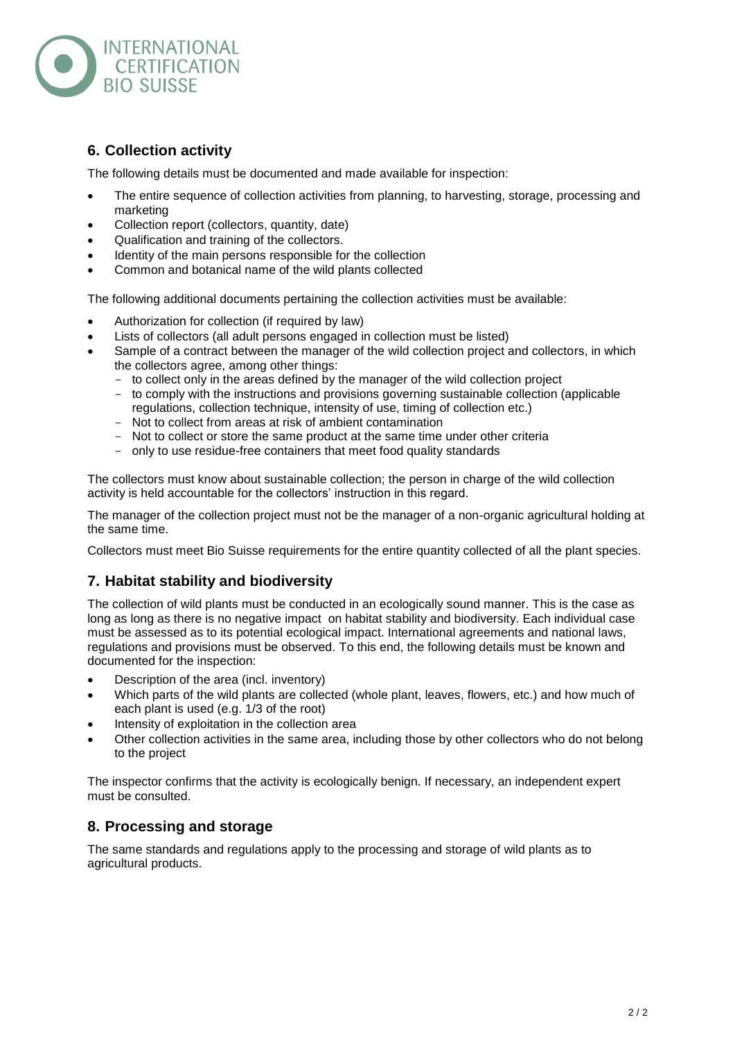## 6. Collection activity

The following details must be documented and made available for inspection:

- The entire sequence of collection activities from planning, to harvesting, storage, processing and marketing
- Collection report (collectors, quantity, date)
- Qualification and training of the collectors.
- Identity of the main persons responsible for the collection
- Common and botanical name of the wild plants collected

The following additional documents pertaining the collection activities must be available:

- Authorization for collection (if required by law)
- Lists of collectors (all adult persons engaged in collection must be listed)
- Sample of a contract between the manager of the wild collection project and collectors, in which the collectors agree, among other things:
  - to collect only in the areas defined by the manager of the wild collection project
  - to comply with the instructions and provisions governing sustainable collection (applicable regulations, collection technique, intensity of use, timing of collection etc.)
  - Not to collect from areas at risk of ambient contamination
  - Not to collect or store the same product at the same time under other criteria
  - only to use residue-free containers that meet food quality standards

The collectors must know about sustainable collection; the person in charge of the wild collection activity is held accountable for the collectors' instruction in this regard.

The manager of the collection project must not be the manager of a non-organic agricultural holding at the same time.

Collectors must meet Bio Suisse requirements for the entire quantity collected of all the plant species.

## 7. Habitat stability and biodiversity

The collection of wild plants must be conducted in an ecologically sound manner. This is the case as long as long as there is no negative impact on habitat stability and biodiversity. Each individual case must be assessed as to its potential ecological impact. International agreements and national laws, regulations and provisions must be observed. To this end, the following details must be known and documented for the inspection:

- Description of the area (incl. inventory)
- Which parts of the wild plants are collected (whole plant, leaves, flowers, etc.) and how much of each plant is used (e.g. 1/3 of the root)
- Intensity of exploitation in the collection area
- Other collection activities in the same area, including those by other collectors who do not belong to the project

The inspector confirms that the activity is ecologically benign. If necessary, an independent expert must be consulted.

## 8. Processing and storage

The same standards and regulations apply to the processing and storage of wild plants as to agricultural products.